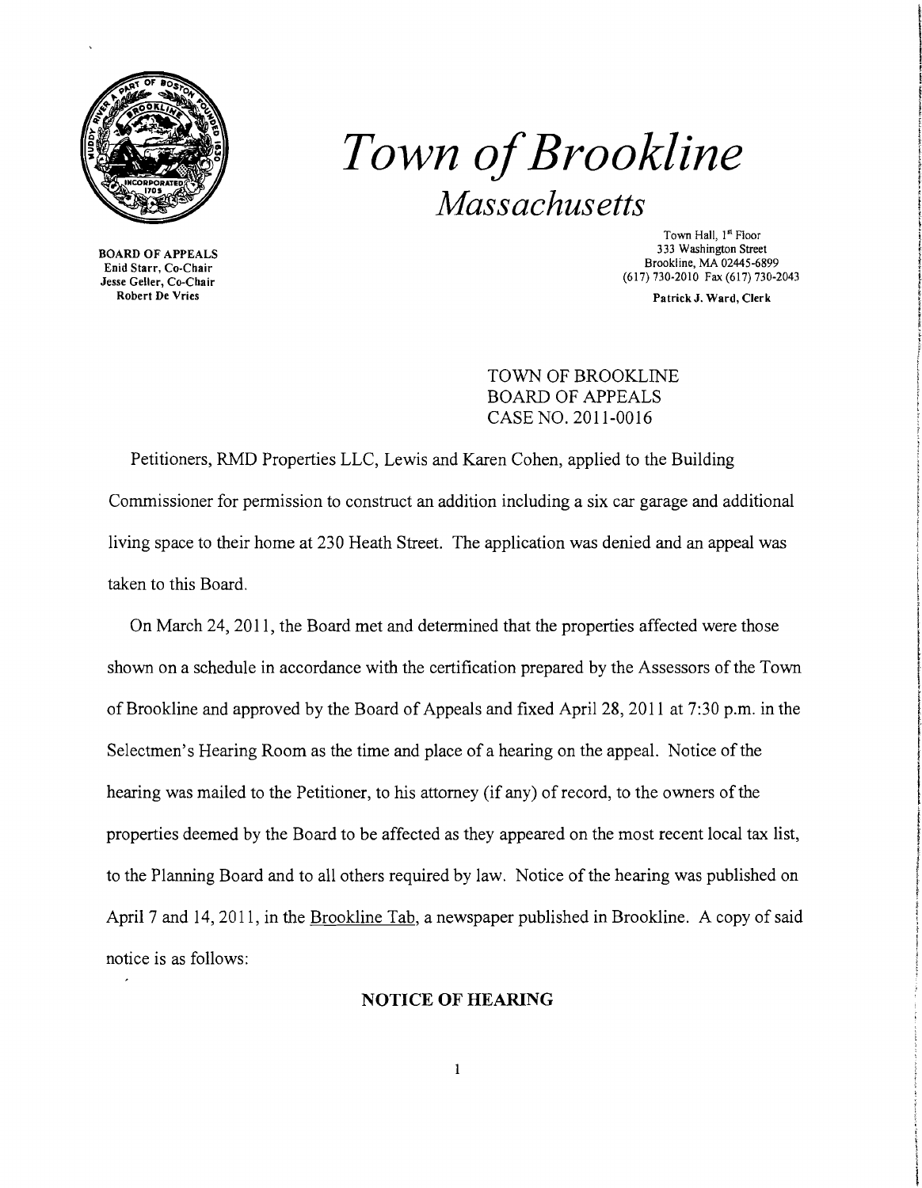# *Town of Brookline*

## *Massachusetts*

BOARD OF APPEALS
Enid Starr, Co-Chair
Jesse Geller, Co-Chair
Robert De Vries

Town Hall, 1st Floor
333 Washington Street
Brookline, MA 02445-6899
(617) 730-2010 Fax (617) 730-2043

Patrick J. Ward, Clerk

TOWN OF BROOKLINE
BOARD OF APPEALS
CASE NO. 2011-0016

Petitioners, RMD Properties LLC, Lewis and Karen Cohen, applied to the Building Commissioner for permission to construct an addition including a six car garage and additional living space to their home at 230 Heath Street. The application was denied and an appeal was taken to this Board.

On March 24, 2011, the Board met and determined that the properties affected were those shown on a schedule in accordance with the certification prepared by the Assessors of the Town of Brookline and approved by the Board of Appeals and fixed April 28, 2011 at 7:30 p.m. in the Selectmen's Hearing Room as the time and place of a hearing on the appeal. Notice of the hearing was mailed to the Petitioner, to his attorney (if any) of record, to the owners of the properties deemed by the Board to be affected as they appeared on the most recent local tax list, to the Planning Board and to all others required by law. Notice of the hearing was published on April 7 and 14, 2011, in the Brookline Tab, a newspaper published in Brookline. A copy of said notice is as follows:

**NOTICE OF HEARING**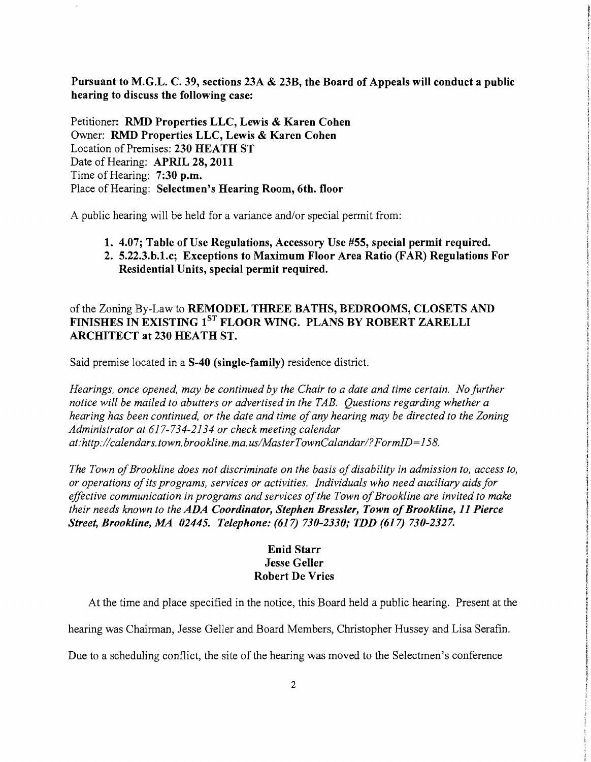**Pursuant to M.G.L. C. 39, sections 23A & 23B, the Board of Appeals will conduct a public hearing to discuss the following case:**

Petitioner: **RMD Properties LLC, Lewis & Karen Cohen**
Owner: **RMD Properties LLC, Lewis & Karen Cohen**
Location of Premises: **230 HEATH ST**
Date of Hearing: **APRIL 28, 2011**
Time of Hearing: **7:30 p.m.**
Place of Hearing: **Selectmen's Hearing Room, 6th. floor**

A public hearing will be held for a variance and/or special permit from:

1. **4.07; Table of Use Regulations, Accessory Use #55, special permit required.**
2. **5.22.3.b.1.c; Exceptions to Maximum Floor Area Ratio (FAR) Regulations For Residential Units, special permit required.**

of the Zoning By-Law to **REMODEL THREE BATHS, BEDROOMS, CLOSETS AND FINISHES IN EXISTING 1ST FLOOR WING. PLANS BY ROBERT ZARELLI ARCHITECT at 230 HEATH ST.**

Said premise located in a **S-40 (single-family)** residence district.

*Hearings, once opened, may be continued by the Chair to a date and time certain. No further notice will be mailed to abutters or advertised in the TAB. Questions regarding whether a hearing has been continued, or the date and time of any hearing may be directed to the Zoning Administrator at 617-734-2134 or check meeting calendar at:http://calendars.town.brookline.ma.us/MasterTownCalandar/?FormID=158.*

*The Town of Brookline does not discriminate on the basis of disability in admission to, access to, or operations of its programs, services or activities. Individuals who need auxiliary aids for effective communication in programs and services of the Town of Brookline are invited to make their needs known to the* ***ADA Coordinator, Stephen Bressler, Town of Brookline, 11 Pierce Street, Brookline, MA 02445. Telephone: (617) 730-2330; TDD (617) 730-2327.***

**Enid Starr**
**Jesse Geller**
**Robert De Vries**

At the time and place specified in the notice, this Board held a public hearing. Present at the hearing was Chairman, Jesse Geller and Board Members, Christopher Hussey and Lisa Serafin. Due to a scheduling conflict, the site of the hearing was moved to the Selectmen's conference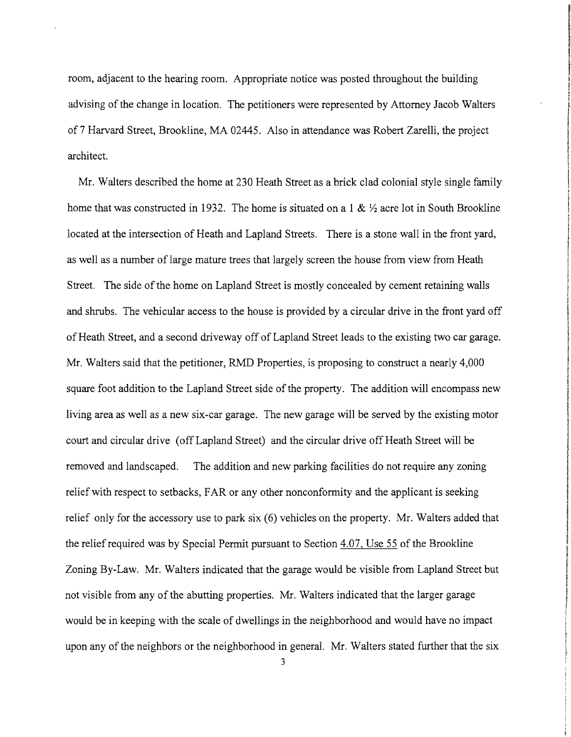room, adjacent to the hearing room. Appropriate notice was posted throughout the building advising of the change in location. The petitioners were represented by Attorney Jacob Walters of 7 Harvard Street, Brookline, MA 02445. Also in attendance was Robert Zarelli, the project architect.

Mr. Walters described the home at 230 Heath Street as a brick clad colonial style single family home that was constructed in 1932. The home is situated on a 1 & ½ acre lot in South Brookline located at the intersection of Heath and Lapland Streets. There is a stone wall in the front yard, as well as a number of large mature trees that largely screen the house from view from Heath Street. The side of the home on Lapland Street is mostly concealed by cement retaining walls and shrubs. The vehicular access to the house is provided by a circular drive in the front yard off of Heath Street, and a second driveway off of Lapland Street leads to the existing two car garage. Mr. Walters said that the petitioner, RMD Properties, is proposing to construct a nearly 4,000 square foot addition to the Lapland Street side of the property. The addition will encompass new living area as well as a new six-car garage. The new garage will be served by the existing motor court and circular drive (off Lapland Street) and the circular drive off Heath Street will be removed and landscaped. The addition and new parking facilities do not require any zoning relief with respect to setbacks, FAR or any other nonconformity and the applicant is seeking relief only for the accessory use to park six (6) vehicles on the property. Mr. Walters added that the relief required was by Special Permit pursuant to Section 4.07, Use 55 of the Brookline Zoning By-Law. Mr. Walters indicated that the garage would be visible from Lapland Street but not visible from any of the abutting properties. Mr. Walters indicated that the larger garage would be in keeping with the scale of dwellings in the neighborhood and would have no impact upon any of the neighbors or the neighborhood in general. Mr. Walters stated further that the six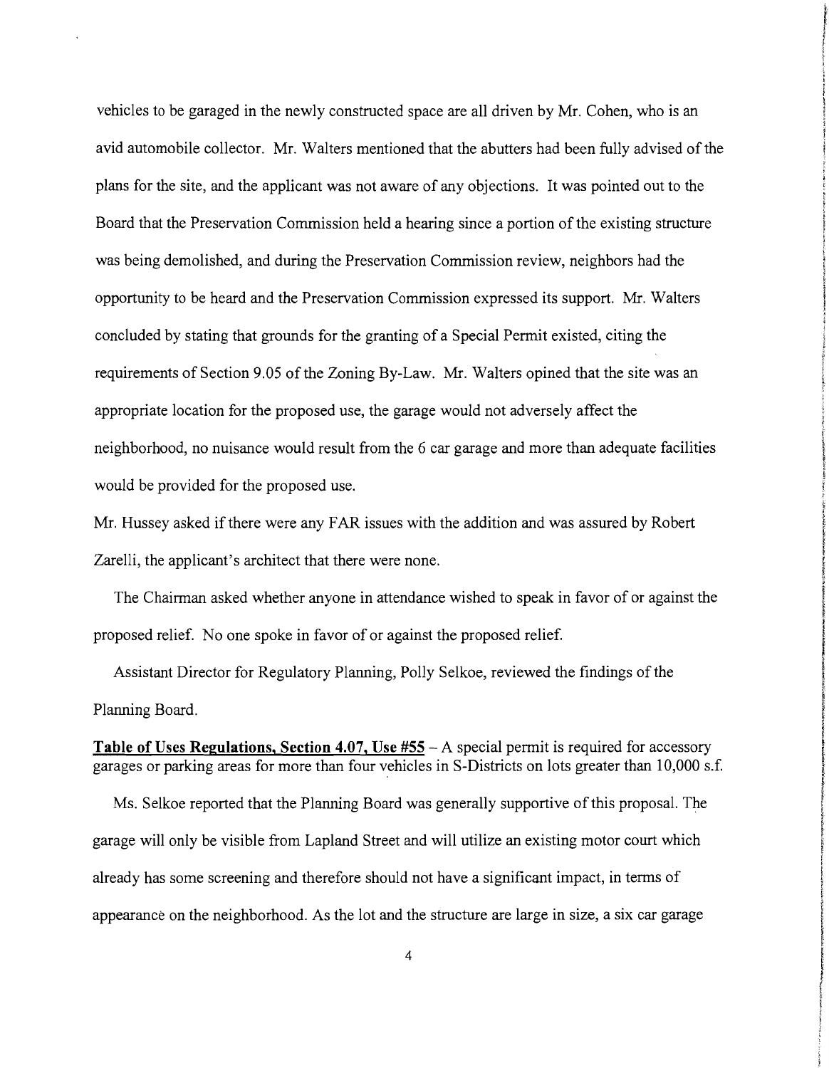vehicles to be garaged in the newly constructed space are all driven by Mr. Cohen, who is an avid automobile collector. Mr. Walters mentioned that the abutters had been fully advised of the plans for the site, and the applicant was not aware of any objections. It was pointed out to the Board that the Preservation Commission held a hearing since a portion of the existing structure was being demolished, and during the Preservation Commission review, neighbors had the opportunity to be heard and the Preservation Commission expressed its support. Mr. Walters concluded by stating that grounds for the granting of a Special Permit existed, citing the requirements of Section 9.05 of the Zoning By-Law. Mr. Walters opined that the site was an appropriate location for the proposed use, the garage would not adversely affect the neighborhood, no nuisance would result from the 6 car garage and more than adequate facilities would be provided for the proposed use.

Mr. Hussey asked if there were any FAR issues with the addition and was assured by Robert Zarelli, the applicant's architect that there were none.

The Chairman asked whether anyone in attendance wished to speak in favor of or against the proposed relief. No one spoke in favor of or against the proposed relief.

Assistant Director for Regulatory Planning, Polly Selkoe, reviewed the findings of the Planning Board.

**Table of Uses Regulations, Section 4.07, Use #55** – A special permit is required for accessory garages or parking areas for more than four vehicles in S-Districts on lots greater than 10,000 s.f.

Ms. Selkoe reported that the Planning Board was generally supportive of this proposal. The garage will only be visible from Lapland Street and will utilize an existing motor court which already has some screening and therefore should not have a significant impact, in terms of appearance on the neighborhood. As the lot and the structure are large in size, a six car garage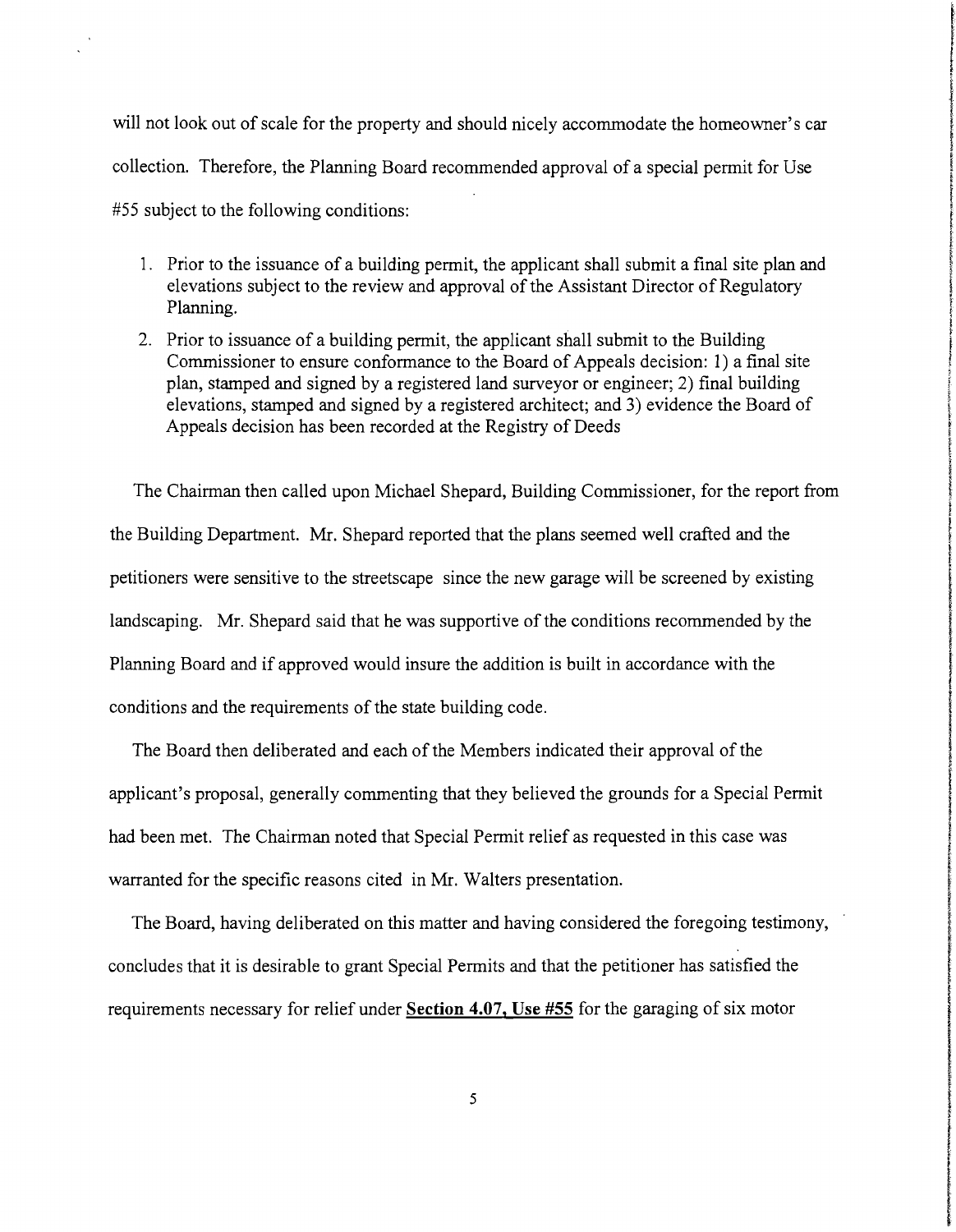will not look out of scale for the property and should nicely accommodate the homeowner's car collection. Therefore, the Planning Board recommended approval of a special permit for Use #55 subject to the following conditions:

1. Prior to the issuance of a building permit, the applicant shall submit a final site plan and elevations subject to the review and approval of the Assistant Director of Regulatory Planning.
2. Prior to issuance of a building permit, the applicant shall submit to the Building Commissioner to ensure conformance to the Board of Appeals decision: 1) a final site plan, stamped and signed by a registered land surveyor or engineer; 2) final building elevations, stamped and signed by a registered architect; and 3) evidence the Board of Appeals decision has been recorded at the Registry of Deeds

The Chairman then called upon Michael Shepard, Building Commissioner, for the report from the Building Department. Mr. Shepard reported that the plans seemed well crafted and the petitioners were sensitive to the streetscape since the new garage will be screened by existing landscaping. Mr. Shepard said that he was supportive of the conditions recommended by the Planning Board and if approved would insure the addition is built in accordance with the conditions and the requirements of the state building code.

The Board then deliberated and each of the Members indicated their approval of the applicant's proposal, generally commenting that they believed the grounds for a Special Permit had been met. The Chairman noted that Special Permit relief as requested in this case was warranted for the specific reasons cited in Mr. Walters presentation.

The Board, having deliberated on this matter and having considered the foregoing testimony, concludes that it is desirable to grant Special Permits and that the petitioner has satisfied the requirements necessary for relief under **Section 4.07, Use #55** for the garaging of six motor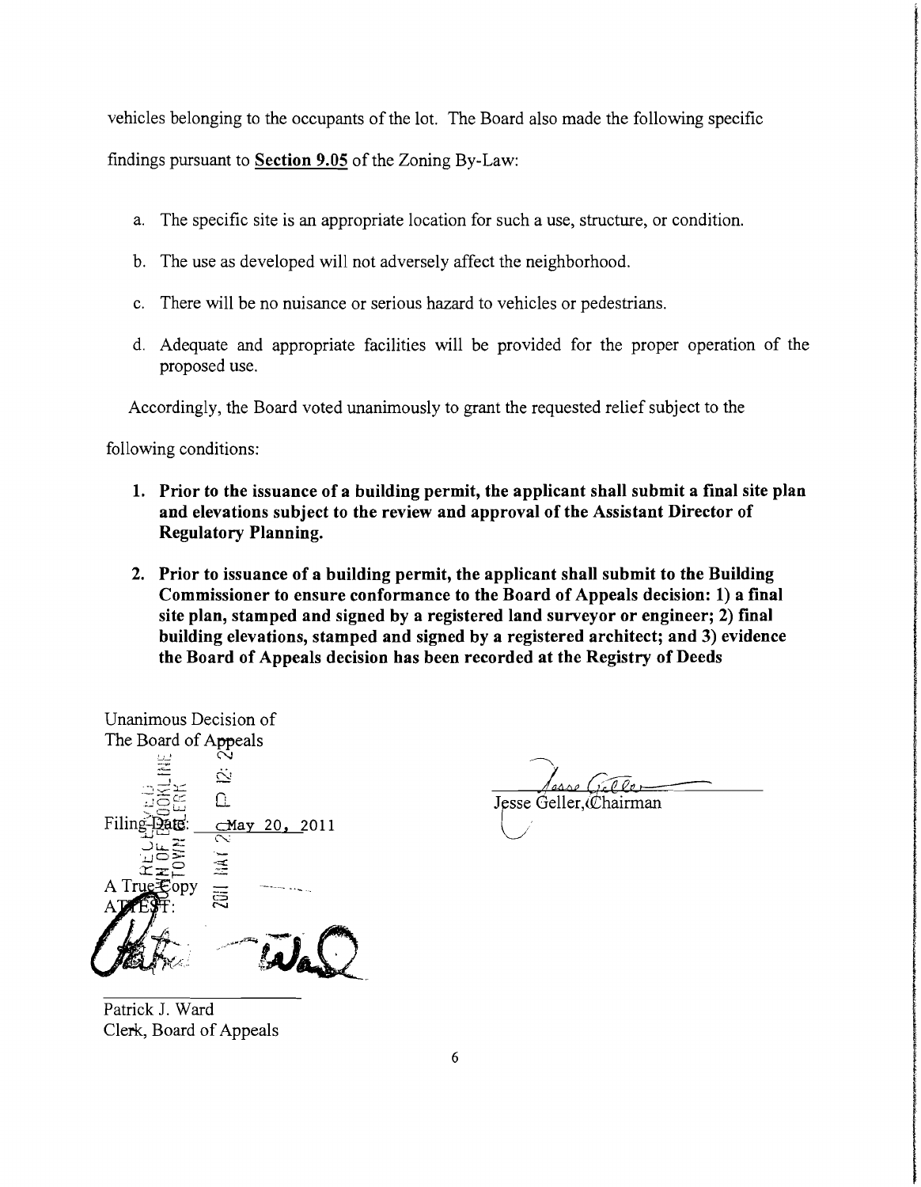vehicles belonging to the occupants of the lot. The Board also made the following specific findings pursuant to **Section 9.05** of the Zoning By-Law:

a. The specific site is an appropriate location for such a use, structure, or condition.

b. The use as developed will not adversely affect the neighborhood.

c. There will be no nuisance or serious hazard to vehicles or pedestrians.

d. Adequate and appropriate facilities will be provided for the proper operation of the proposed use.

Accordingly, the Board voted unanimously to grant the requested relief subject to the following conditions:

1. **Prior to the issuance of a building permit, the applicant shall submit a final site plan and elevations subject to the review and approval of the Assistant Director of Regulatory Planning.**

2. **Prior to issuance of a building permit, the applicant shall submit to the Building Commissioner to ensure conformance to the Board of Appeals decision: 1) a final site plan, stamped and signed by a registered land surveyor or engineer; 2) final building elevations, stamped and signed by a registered architect; and 3) evidence the Board of Appeals decision has been recorded at the Registry of Deeds**

Unanimous Decision of
The Board of Appeals

Filing Date: May 20, 2011

RECEIVED
TOWN OF BROOKLINE
TOWN CLERK
2011 MAY 20 P 12: 2

A True Copy
ATTEST:

Patrick J. Ward
Clerk, Board of Appeals

Jesse Geller, Chairman